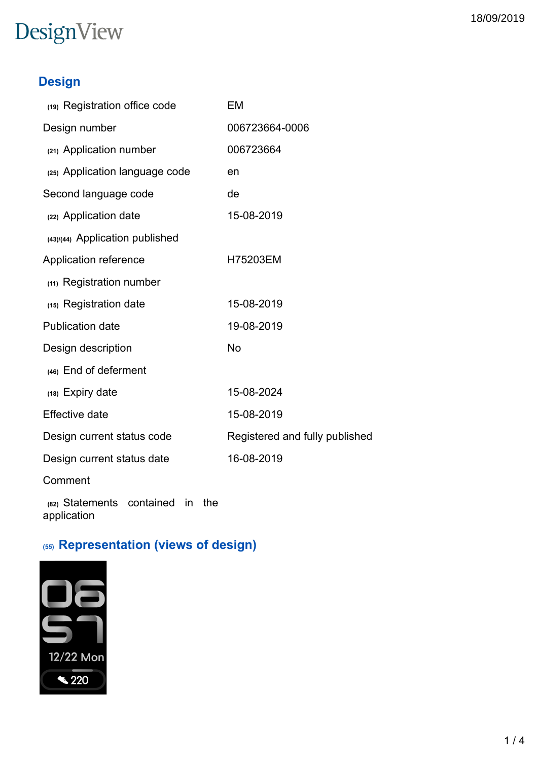DesignView

18/09/2019

## Design

| | |
|---|---|
| (19) Registration office code | EM |
| Design number | 006723664-0006 |
| (21) Application number | 006723664 |
| (25) Application language code | en |
| Second language code | de |
| (22) Application date | 15-08-2019 |
| (43)/(44) Application published | |
| Application reference | H75203EM |
| (11) Registration number | |
| (15) Registration date | 15-08-2019 |
| Publication date | 19-08-2019 |
| Design description | No |
| (46) End of deferment | |
| (18) Expiry date | 15-08-2024 |
| Effective date | 15-08-2019 |
| Design current status code | Registered and fully published |
| Design current status date | 16-08-2019 |
| Comment | |
| (82) Statements contained in the application | |

### (55) Representation (views of design)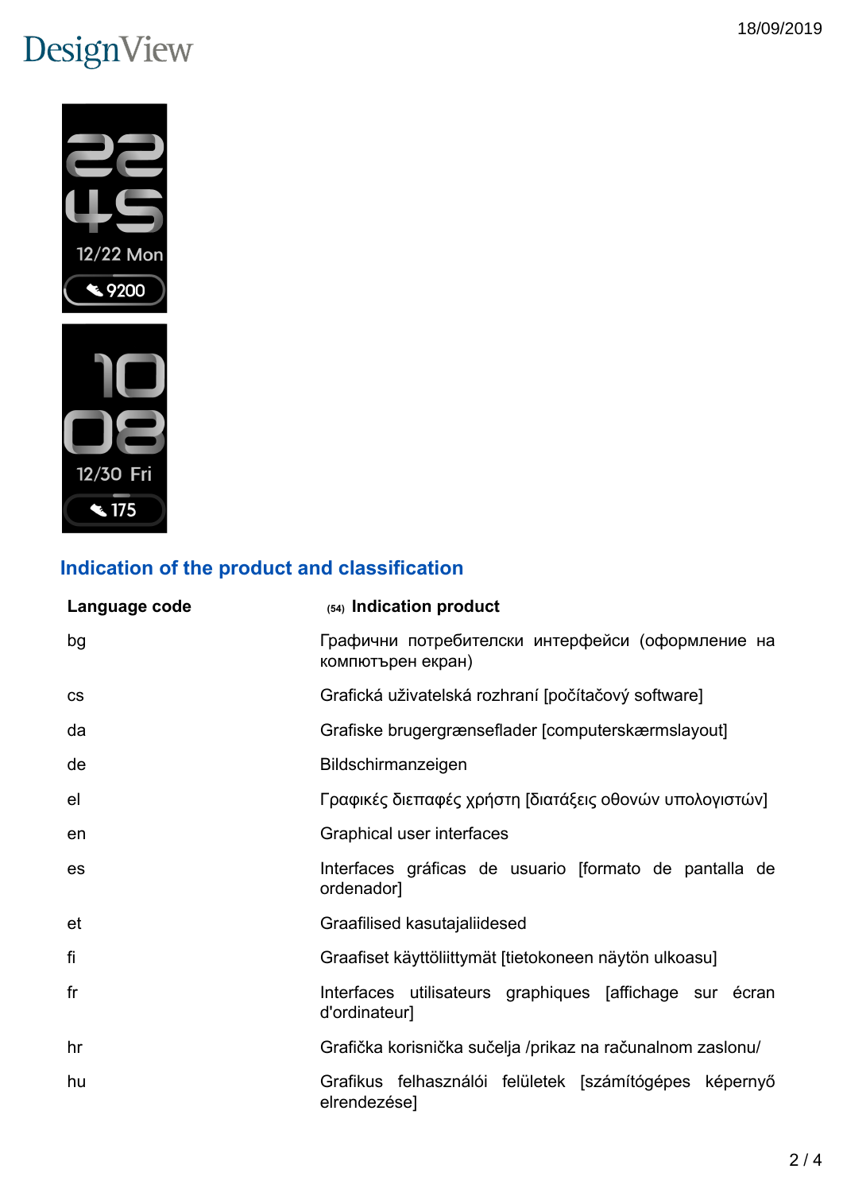## Indication of the product and classification

| Language code | (54) Indication product |
|---|---|
| bg | Графични потребителски интерфейси (оформление на компютърен екран) |
| cs | Grafická uživatelská rozhraní [počítačový software] |
| da | Grafiske brugergrænseflader [computerskærmslayout] |
| de | Bildschirmanzeigen |
| el | Γραφικές διεπαφές χρήστη [διατάξεις οθονών υπολογιστών] |
| en | Graphical user interfaces |
| es | Interfaces gráficas de usuario [formato de pantalla de ordenador] |
| et | Graafilised kasutajaliidesed |
| fi | Graafiset käyttöliittymät [tietokoneen näytön ulkoasu] |
| fr | Interfaces utilisateurs graphiques [affichage sur écran d'ordinateur] |
| hr | Grafička korisnička sučelja /prikaz na računalnom zaslonu/ |
| hu | Grafikus felhasználói felületek [számítógépes képernyő elrendezése] |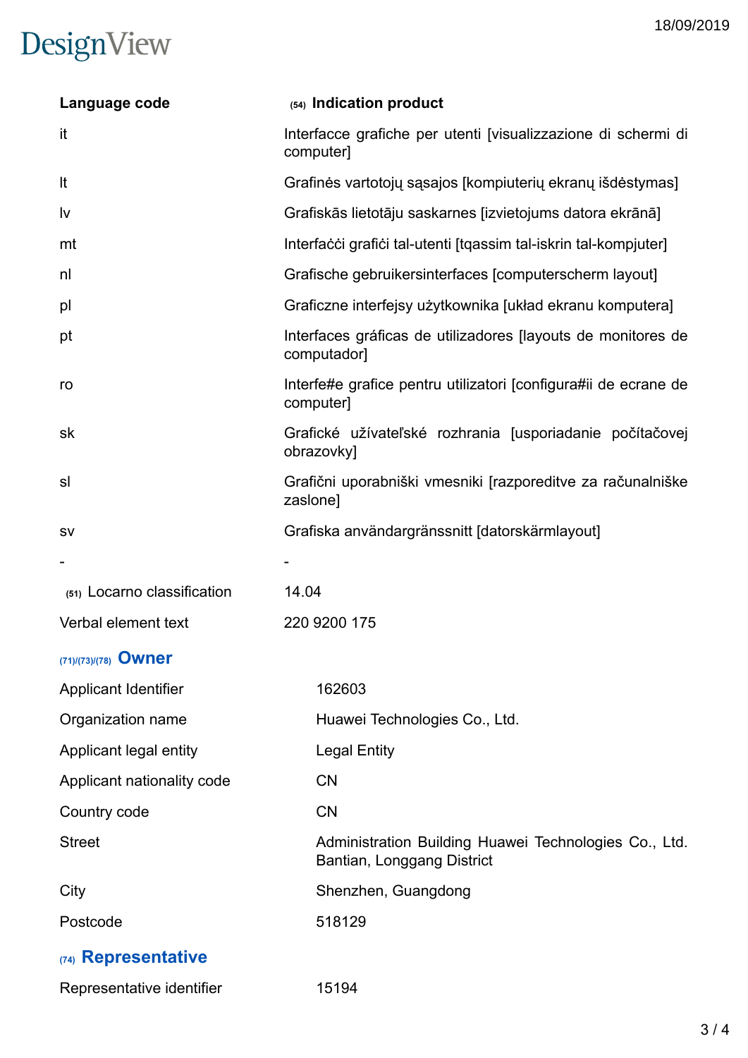| Language code | (54) Indication product |
|---|---|
| it | Interfacce grafiche per utenti [visualizzazione di schermi di computer] |
| lt | Grafinės vartotojų sąsajos [kompiuterių ekranų išdėstymas] |
| lv | Grafiskās lietotāju saskarnes [izvietojums datora ekrānā] |
| mt | Interfaċċi grafiċi tal-utenti [tqassim tal-iskrin tal-kompjuter] |
| nl | Grafische gebruikersinterfaces [computerscherm layout] |
| pl | Graficzne interfejsy użytkownika [układ ekranu komputera] |
| pt | Interfaces gráficas de utilizadores [layouts de monitores de computador] |
| ro | Interfe#e grafice pentru utilizatori [configura#ii de ecrane de computer] |
| sk | Grafické užívateľské rozhrania [usporiadanie počítačovej obrazovky] |
| sl | Grafični uporabniški vmesniki [razporeditve za računalniške zaslone] |
| sv | Grafiska användargränssnitt [datorskärmlayout] |
| - | - |
| (51) Locarno classification | 14.04 |
| Verbal element text | 220 9200 175 |

## (71)/(73)/(78) Owner

| | |
|---|---|
| Applicant Identifier | 162603 |
| Organization name | Huawei Technologies Co., Ltd. |
| Applicant legal entity | Legal Entity |
| Applicant nationality code | CN |
| Country code | CN |
| Street | Administration Building Huawei Technologies Co., Ltd. Bantian, Longgang District |
| City | Shenzhen, Guangdong |
| Postcode | 518129 |

## (74) Representative

| | |
|---|---|
| Representative identifier | 15194 |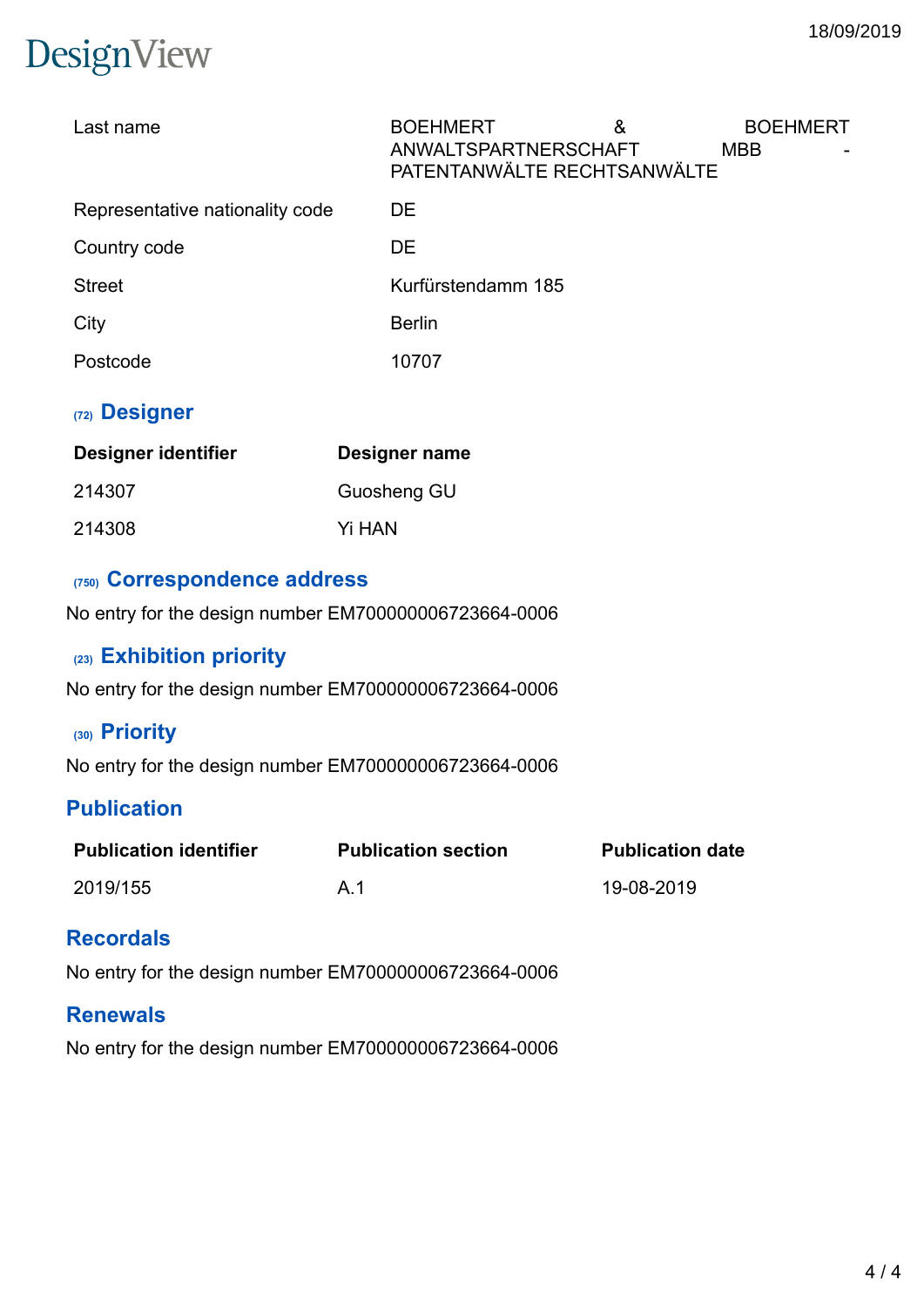| | |
|---|---|
| Last name | BOEHMERT & BOEHMERT ANWALTSPARTNERSCHAFT MBB - PATENTANWÄLTE RECHTSANWÄLTE |
| Representative nationality code | DE |
| Country code | DE |
| Street | Kurfürstendamm 185 |
| City | Berlin |
| Postcode | 10707 |

## (72) Designer

| Designer identifier | Designer name |
|---|---|
| 214307 | Guosheng GU |
| 214308 | Yi HAN |

## (750) Correspondence address

No entry for the design number EM700000006723664-0006

## (23) Exhibition priority

No entry for the design number EM700000006723664-0006

## (30) Priority

No entry for the design number EM700000006723664-0006

## Publication

| Publication identifier | Publication section | Publication date |
|---|---|---|
| 2019/155 | A.1 | 19-08-2019 |

## Recordals

No entry for the design number EM700000006723664-0006

## Renewals

No entry for the design number EM700000006723664-0006